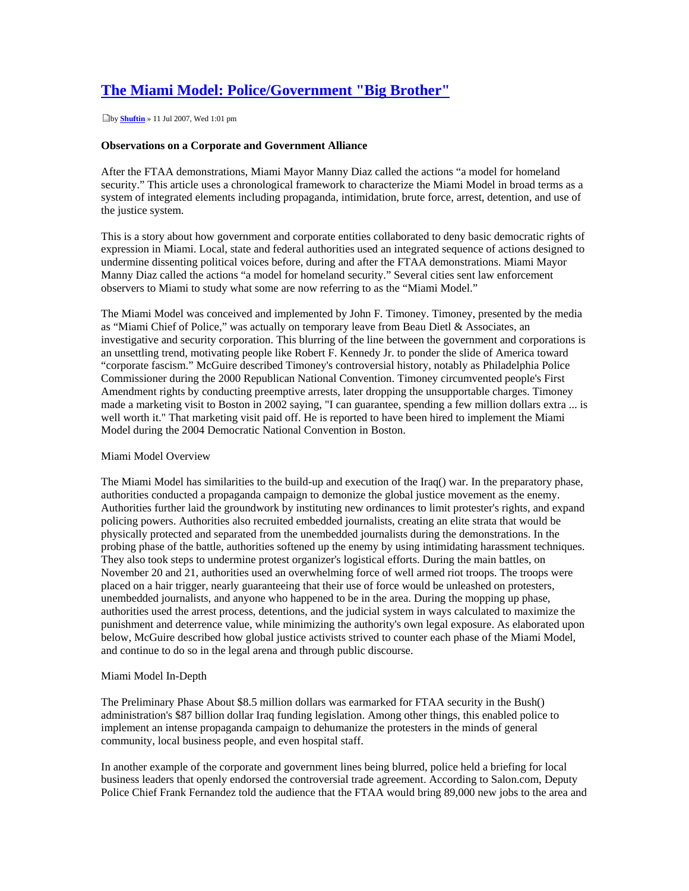# The Miami Model: Police/Government "Big Brother"

by **Shuftin** » 11 Jul 2007, Wed 1:01 pm

**Observations on a Corporate and Government Alliance**

After the FTAA demonstrations, Miami Mayor Manny Diaz called the actions "a model for homeland security." This article uses a chronological framework to characterize the Miami Model in broad terms as a system of integrated elements including propaganda, intimidation, brute force, arrest, detention, and use of the justice system.

This is a story about how government and corporate entities collaborated to deny basic democratic rights of expression in Miami. Local, state and federal authorities used an integrated sequence of actions designed to undermine dissenting political voices before, during and after the FTAA demonstrations. Miami Mayor Manny Diaz called the actions "a model for homeland security." Several cities sent law enforcement observers to Miami to study what some are now referring to as the "Miami Model."

The Miami Model was conceived and implemented by John F. Timoney. Timoney, presented by the media as "Miami Chief of Police," was actually on temporary leave from Beau Dietl & Associates, an investigative and security corporation. This blurring of the line between the government and corporations is an unsettling trend, motivating people like Robert F. Kennedy Jr. to ponder the slide of America toward "corporate fascism." McGuire described Timoney's controversial history, notably as Philadelphia Police Commissioner during the 2000 Republican National Convention. Timoney circumvented people's First Amendment rights by conducting preemptive arrests, later dropping the unsupportable charges. Timoney made a marketing visit to Boston in 2002 saying, "I can guarantee, spending a few million dollars extra ... is well worth it." That marketing visit paid off. He is reported to have been hired to implement the Miami Model during the 2004 Democratic National Convention in Boston.

Miami Model Overview

The Miami Model has similarities to the build-up and execution of the Iraq() war. In the preparatory phase, authorities conducted a propaganda campaign to demonize the global justice movement as the enemy. Authorities further laid the groundwork by instituting new ordinances to limit protester's rights, and expand policing powers. Authorities also recruited embedded journalists, creating an elite strata that would be physically protected and separated from the unembedded journalists during the demonstrations. In the probing phase of the battle, authorities softened up the enemy by using intimidating harassment techniques. They also took steps to undermine protest organizer's logistical efforts. During the main battles, on November 20 and 21, authorities used an overwhelming force of well armed riot troops. The troops were placed on a hair trigger, nearly guaranteeing that their use of force would be unleashed on protesters, unembedded journalists, and anyone who happened to be in the area. During the mopping up phase, authorities used the arrest process, detentions, and the judicial system in ways calculated to maximize the punishment and deterrence value, while minimizing the authority's own legal exposure. As elaborated upon below, McGuire described how global justice activists strived to counter each phase of the Miami Model, and continue to do so in the legal arena and through public discourse.

Miami Model In-Depth

The Preliminary Phase About $8.5 million dollars was earmarked for FTAA security in the Bush() administration's $87 billion dollar Iraq funding legislation. Among other things, this enabled police to implement an intense propaganda campaign to dehumanize the protesters in the minds of general community, local business people, and even hospital staff.

In another example of the corporate and government lines being blurred, police held a briefing for local business leaders that openly endorsed the controversial trade agreement. According to Salon.com, Deputy Police Chief Frank Fernandez told the audience that the FTAA would bring 89,000 new jobs to the area and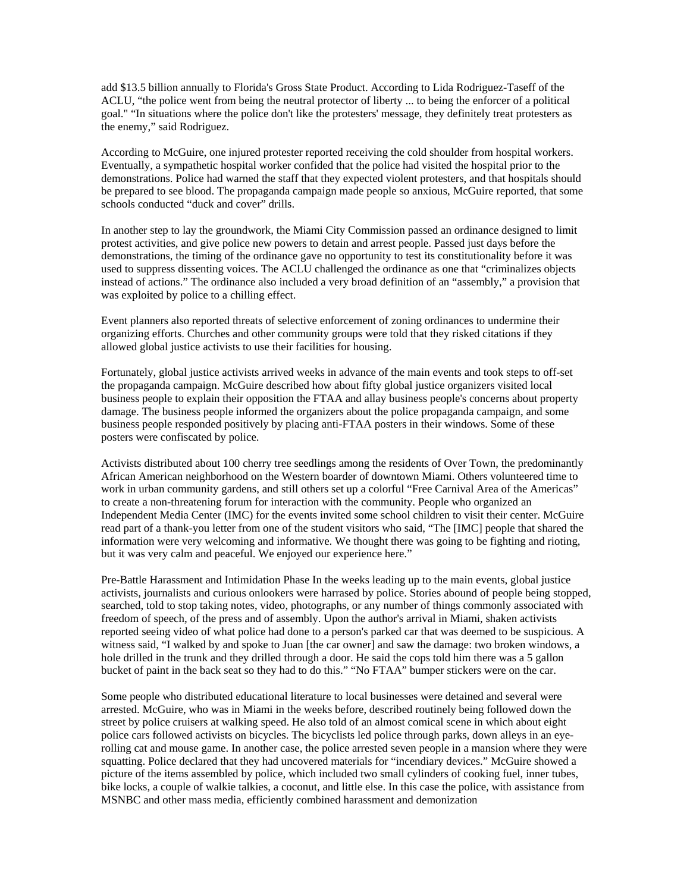add $13.5 billion annually to Florida's Gross State Product. According to Lida Rodriguez-Taseff of the ACLU, "the police went from being the neutral protector of liberty ... to being the enforcer of a political goal." "In situations where the police don't like the protesters' message, they definitely treat protesters as the enemy," said Rodriguez.

According to McGuire, one injured protester reported receiving the cold shoulder from hospital workers. Eventually, a sympathetic hospital worker confided that the police had visited the hospital prior to the demonstrations. Police had warned the staff that they expected violent protesters, and that hospitals should be prepared to see blood. The propaganda campaign made people so anxious, McGuire reported, that some schools conducted "duck and cover" drills.

In another step to lay the groundwork, the Miami City Commission passed an ordinance designed to limit protest activities, and give police new powers to detain and arrest people. Passed just days before the demonstrations, the timing of the ordinance gave no opportunity to test its constitutionality before it was used to suppress dissenting voices. The ACLU challenged the ordinance as one that "criminalizes objects instead of actions." The ordinance also included a very broad definition of an "assembly," a provision that was exploited by police to a chilling effect.

Event planners also reported threats of selective enforcement of zoning ordinances to undermine their organizing efforts. Churches and other community groups were told that they risked citations if they allowed global justice activists to use their facilities for housing.

Fortunately, global justice activists arrived weeks in advance of the main events and took steps to off-set the propaganda campaign. McGuire described how about fifty global justice organizers visited local business people to explain their opposition the FTAA and allay business people's concerns about property damage. The business people informed the organizers about the police propaganda campaign, and some business people responded positively by placing anti-FTAA posters in their windows. Some of these posters were confiscated by police.

Activists distributed about 100 cherry tree seedlings among the residents of Over Town, the predominantly African American neighborhood on the Western boarder of downtown Miami. Others volunteered time to work in urban community gardens, and still others set up a colorful "Free Carnival Area of the Americas" to create a non-threatening forum for interaction with the community. People who organized an Independent Media Center (IMC) for the events invited some school children to visit their center. McGuire read part of a thank-you letter from one of the student visitors who said, "The [IMC] people that shared the information were very welcoming and informative. We thought there was going to be fighting and rioting, but it was very calm and peaceful. We enjoyed our experience here."

Pre-Battle Harassment and Intimidation Phase In the weeks leading up to the main events, global justice activists, journalists and curious onlookers were harrased by police. Stories abound of people being stopped, searched, told to stop taking notes, video, photographs, or any number of things commonly associated with freedom of speech, of the press and of assembly. Upon the author's arrival in Miami, shaken activists reported seeing video of what police had done to a person's parked car that was deemed to be suspicious. A witness said, "I walked by and spoke to Juan [the car owner] and saw the damage: two broken windows, a hole drilled in the trunk and they drilled through a door. He said the cops told him there was a 5 gallon bucket of paint in the back seat so they had to do this." "No FTAA" bumper stickers were on the car.

Some people who distributed educational literature to local businesses were detained and several were arrested. McGuire, who was in Miami in the weeks before, described routinely being followed down the street by police cruisers at walking speed. He also told of an almost comical scene in which about eight police cars followed activists on bicycles. The bicyclists led police through parks, down alleys in an eye-rolling cat and mouse game. In another case, the police arrested seven people in a mansion where they were squatting. Police declared that they had uncovered materials for "incendiary devices." McGuire showed a picture of the items assembled by police, which included two small cylinders of cooking fuel, inner tubes, bike locks, a couple of walkie talkies, a coconut, and little else. In this case the police, with assistance from MSNBC and other mass media, efficiently combined harassment and demonization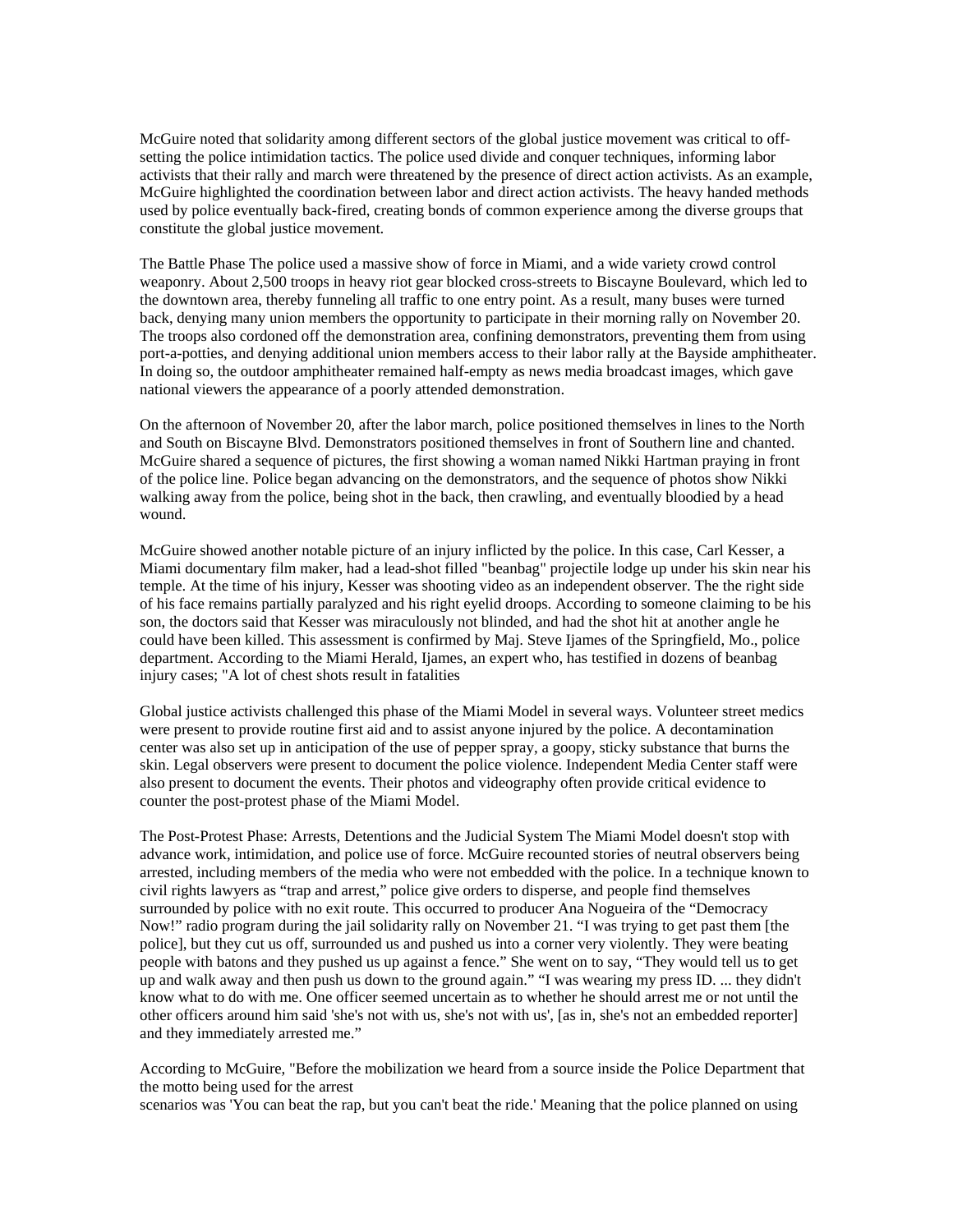McGuire noted that solidarity among different sectors of the global justice movement was critical to off-setting the police intimidation tactics. The police used divide and conquer techniques, informing labor activists that their rally and march were threatened by the presence of direct action activists. As an example, McGuire highlighted the coordination between labor and direct action activists. The heavy handed methods used by police eventually back-fired, creating bonds of common experience among the diverse groups that constitute the global justice movement.

The Battle Phase The police used a massive show of force in Miami, and a wide variety crowd control weaponry. About 2,500 troops in heavy riot gear blocked cross-streets to Biscayne Boulevard, which led to the downtown area, thereby funneling all traffic to one entry point. As a result, many buses were turned back, denying many union members the opportunity to participate in their morning rally on November 20. The troops also cordoned off the demonstration area, confining demonstrators, preventing them from using port-a-potties, and denying additional union members access to their labor rally at the Bayside amphitheater. In doing so, the outdoor amphitheater remained half-empty as news media broadcast images, which gave national viewers the appearance of a poorly attended demonstration.

On the afternoon of November 20, after the labor march, police positioned themselves in lines to the North and South on Biscayne Blvd. Demonstrators positioned themselves in front of Southern line and chanted. McGuire shared a sequence of pictures, the first showing a woman named Nikki Hartman praying in front of the police line. Police began advancing on the demonstrators, and the sequence of photos show Nikki walking away from the police, being shot in the back, then crawling, and eventually bloodied by a head wound.

McGuire showed another notable picture of an injury inflicted by the police. In this case, Carl Kesser, a Miami documentary film maker, had a lead-shot filled "beanbag" projectile lodge up under his skin near his temple. At the time of his injury, Kesser was shooting video as an independent observer. The the right side of his face remains partially paralyzed and his right eyelid droops. According to someone claiming to be his son, the doctors said that Kesser was miraculously not blinded, and had the shot hit at another angle he could have been killed. This assessment is confirmed by Maj. Steve Ijames of the Springfield, Mo., police department. According to the Miami Herald, Ijames, an expert who, has testified in dozens of beanbag injury cases; "A lot of chest shots result in fatalities

Global justice activists challenged this phase of the Miami Model in several ways. Volunteer street medics were present to provide routine first aid and to assist anyone injured by the police. A decontamination center was also set up in anticipation of the use of pepper spray, a goopy, sticky substance that burns the skin. Legal observers were present to document the police violence. Independent Media Center staff were also present to document the events. Their photos and videography often provide critical evidence to counter the post-protest phase of the Miami Model.

The Post-Protest Phase: Arrests, Detentions and the Judicial System The Miami Model doesn't stop with advance work, intimidation, and police use of force. McGuire recounted stories of neutral observers being arrested, including members of the media who were not embedded with the police. In a technique known to civil rights lawyers as "trap and arrest," police give orders to disperse, and people find themselves surrounded by police with no exit route. This occurred to producer Ana Nogueira of the "Democracy Now!" radio program during the jail solidarity rally on November 21. "I was trying to get past them [the police], but they cut us off, surrounded us and pushed us into a corner very violently. They were beating people with batons and they pushed us up against a fence." She went on to say, "They would tell us to get up and walk away and then push us down to the ground again." "I was wearing my press ID. ... they didn't know what to do with me. One officer seemed uncertain as to whether he should arrest me or not until the other officers around him said 'she's not with us, she's not with us', [as in, she's not an embedded reporter] and they immediately arrested me."

According to McGuire, "Before the mobilization we heard from a source inside the Police Department that the motto being used for the arrest
scenarios was 'You can beat the rap, but you can't beat the ride.' Meaning that the police planned on using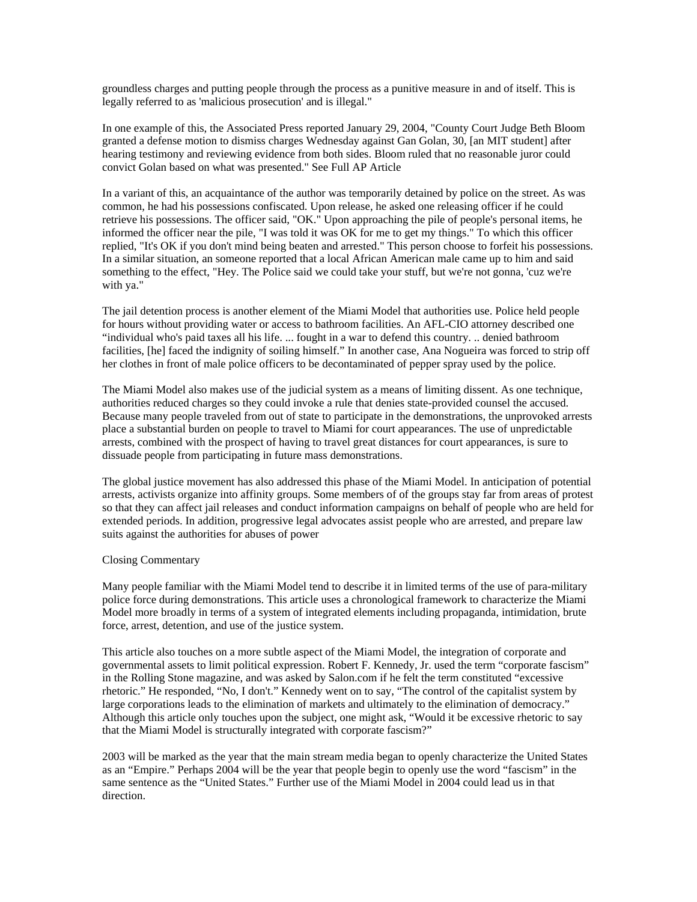groundless charges and putting people through the process as a punitive measure in and of itself. This is legally referred to as 'malicious prosecution' and is illegal."

In one example of this, the Associated Press reported January 29, 2004, "County Court Judge Beth Bloom granted a defense motion to dismiss charges Wednesday against Gan Golan, 30, [an MIT student] after hearing testimony and reviewing evidence from both sides. Bloom ruled that no reasonable juror could convict Golan based on what was presented." See Full AP Article

In a variant of this, an acquaintance of the author was temporarily detained by police on the street. As was common, he had his possessions confiscated. Upon release, he asked one releasing officer if he could retrieve his possessions. The officer said, "OK." Upon approaching the pile of people's personal items, he informed the officer near the pile, "I was told it was OK for me to get my things." To which this officer replied, "It's OK if you don't mind being beaten and arrested." This person choose to forfeit his possessions. In a similar situation, an someone reported that a local African American male came up to him and said something to the effect, "Hey. The Police said we could take your stuff, but we're not gonna, 'cuz we're with ya."

The jail detention process is another element of the Miami Model that authorities use. Police held people for hours without providing water or access to bathroom facilities. An AFL-CIO attorney described one "individual who's paid taxes all his life. ... fought in a war to defend this country. .. denied bathroom facilities, [he] faced the indignity of soiling himself." In another case, Ana Nogueira was forced to strip off her clothes in front of male police officers to be decontaminated of pepper spray used by the police.

The Miami Model also makes use of the judicial system as a means of limiting dissent. As one technique, authorities reduced charges so they could invoke a rule that denies state-provided counsel the accused. Because many people traveled from out of state to participate in the demonstrations, the unprovoked arrests place a substantial burden on people to travel to Miami for court appearances. The use of unpredictable arrests, combined with the prospect of having to travel great distances for court appearances, is sure to dissuade people from participating in future mass demonstrations.

The global justice movement has also addressed this phase of the Miami Model. In anticipation of potential arrests, activists organize into affinity groups. Some members of of the groups stay far from areas of protest so that they can affect jail releases and conduct information campaigns on behalf of people who are held for extended periods. In addition, progressive legal advocates assist people who are arrested, and prepare law suits against the authorities for abuses of power

## Closing Commentary

Many people familiar with the Miami Model tend to describe it in limited terms of the use of para-military police force during demonstrations. This article uses a chronological framework to characterize the Miami Model more broadly in terms of a system of integrated elements including propaganda, intimidation, brute force, arrest, detention, and use of the justice system.

This article also touches on a more subtle aspect of the Miami Model, the integration of corporate and governmental assets to limit political expression. Robert F. Kennedy, Jr. used the term "corporate fascism" in the Rolling Stone magazine, and was asked by Salon.com if he felt the term constituted "excessive rhetoric." He responded, "No, I don't." Kennedy went on to say, "The control of the capitalist system by large corporations leads to the elimination of markets and ultimately to the elimination of democracy." Although this article only touches upon the subject, one might ask, "Would it be excessive rhetoric to say that the Miami Model is structurally integrated with corporate fascism?"

2003 will be marked as the year that the main stream media began to openly characterize the United States as an "Empire." Perhaps 2004 will be the year that people begin to openly use the word "fascism" in the same sentence as the "United States." Further use of the Miami Model in 2004 could lead us in that direction.